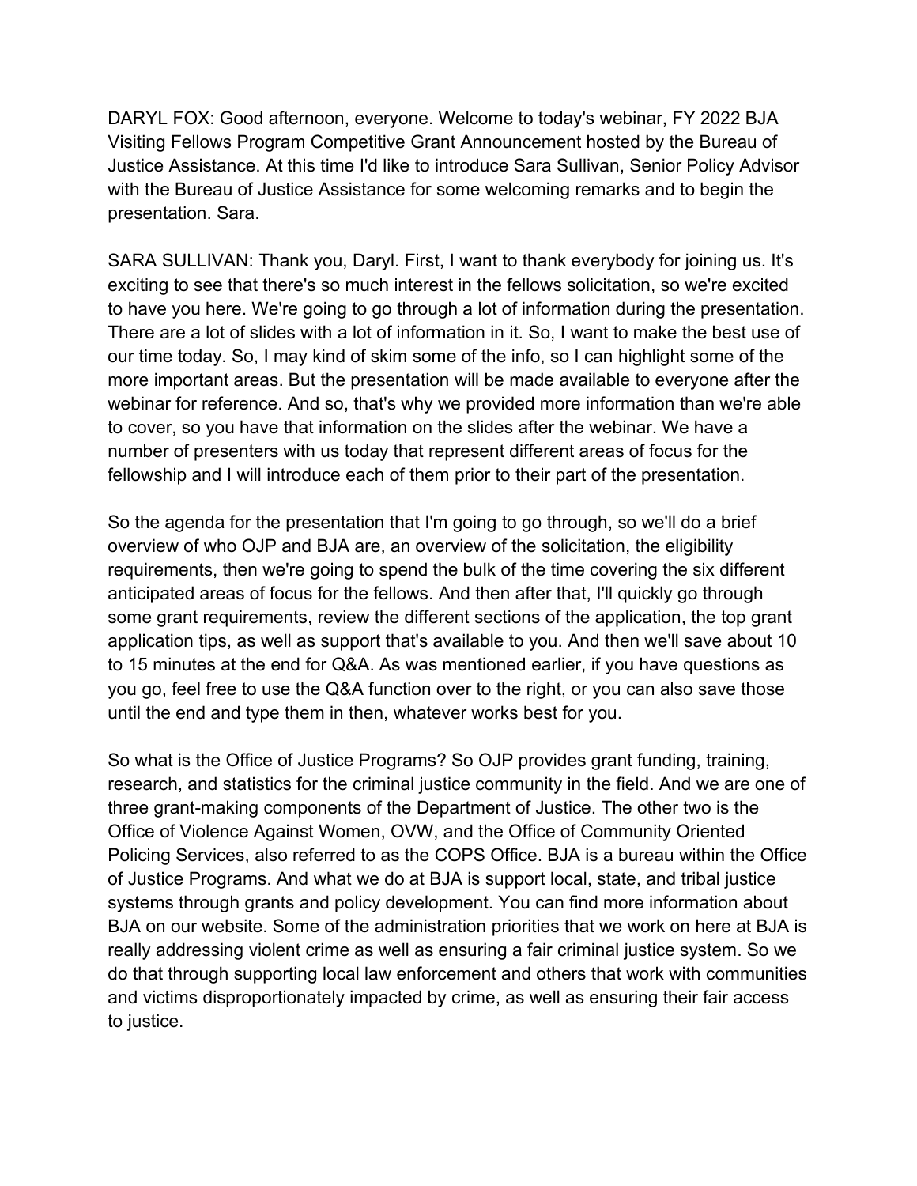DARYL FOX: Good afternoon, everyone. Welcome to today's webinar, FY 2022 BJA Visiting Fellows Program Competitive Grant Announcement hosted by the Bureau of Justice Assistance. At this time I'd like to introduce Sara Sullivan, Senior Policy Advisor with the Bureau of Justice Assistance for some welcoming remarks and to begin the presentation. Sara.

SARA SULLIVAN: Thank you, Daryl. First, I want to thank everybody for joining us. It's exciting to see that there's so much interest in the fellows solicitation, so we're excited to have you here. We're going to go through a lot of information during the presentation. There are a lot of slides with a lot of information in it. So, I want to make the best use of our time today. So, I may kind of skim some of the info, so I can highlight some of the more important areas. But the presentation will be made available to everyone after the webinar for reference. And so, that's why we provided more information than we're able to cover, so you have that information on the slides after the webinar. We have a number of presenters with us today that represent different areas of focus for the fellowship and I will introduce each of them prior to their part of the presentation.

So the agenda for the presentation that I'm going to go through, so we'll do a brief overview of who OJP and BJA are, an overview of the solicitation, the eligibility requirements, then we're going to spend the bulk of the time covering the six different anticipated areas of focus for the fellows. And then after that, I'll quickly go through some grant requirements, review the different sections of the application, the top grant application tips, as well as support that's available to you. And then we'll save about 10 to 15 minutes at the end for Q&A. As was mentioned earlier, if you have questions as you go, feel free to use the Q&A function over to the right, or you can also save those until the end and type them in then, whatever works best for you.

So what is the Office of Justice Programs? So OJP provides grant funding, training, research, and statistics for the criminal justice community in the field. And we are one of three grant-making components of the Department of Justice. The other two is the Office of Violence Against Women, OVW, and the Office of Community Oriented Policing Services, also referred to as the COPS Office. BJA is a bureau within the Office of Justice Programs. And what we do at BJA is support local, state, and tribal justice systems through grants and policy development. You can find more information about BJA on our website. Some of the administration priorities that we work on here at BJA is really addressing violent crime as well as ensuring a fair criminal justice system. So we do that through supporting local law enforcement and others that work with communities and victims disproportionately impacted by crime, as well as ensuring their fair access to justice.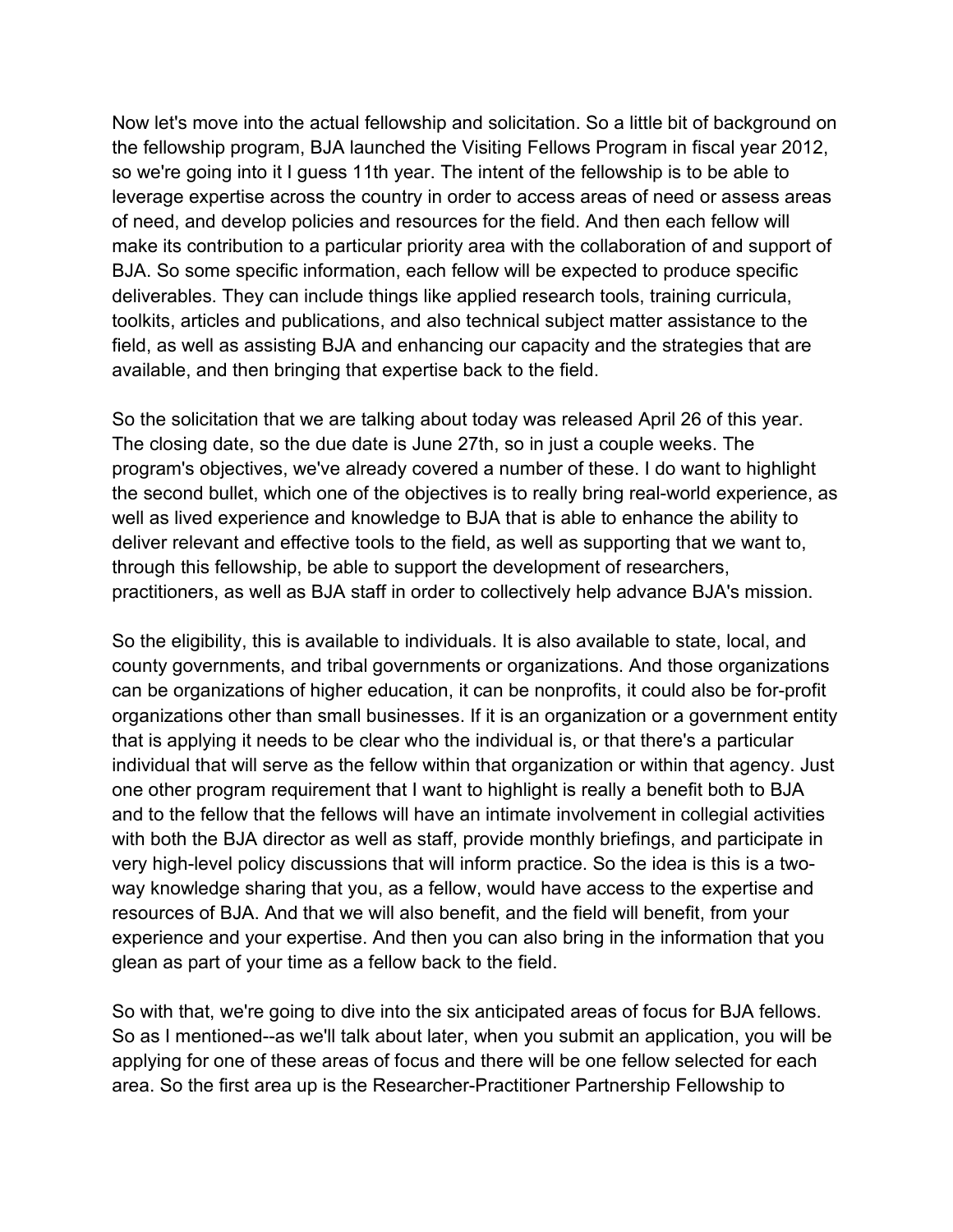Now let's move into the actual fellowship and solicitation. So a little bit of background on the fellowship program, BJA launched the Visiting Fellows Program in fiscal year 2012, so we're going into it I guess 11th year. The intent of the fellowship is to be able to leverage expertise across the country in order to access areas of need or assess areas of need, and develop policies and resources for the field. And then each fellow will make its contribution to a particular priority area with the collaboration of and support of BJA. So some specific information, each fellow will be expected to produce specific deliverables. They can include things like applied research tools, training curricula, toolkits, articles and publications, and also technical subject matter assistance to the field, as well as assisting BJA and enhancing our capacity and the strategies that are available, and then bringing that expertise back to the field.

So the solicitation that we are talking about today was released April 26 of this year. The closing date, so the due date is June 27th, so in just a couple weeks. The program's objectives, we've already covered a number of these. I do want to highlight the second bullet, which one of the objectives is to really bring real-world experience, as well as lived experience and knowledge to BJA that is able to enhance the ability to deliver relevant and effective tools to the field, as well as supporting that we want to, through this fellowship, be able to support the development of researchers, practitioners, as well as BJA staff in order to collectively help advance BJA's mission.

So the eligibility, this is available to individuals. It is also available to state, local, and county governments, and tribal governments or organizations. And those organizations can be organizations of higher education, it can be nonprofits, it could also be for-profit organizations other than small businesses. If it is an organization or a government entity that is applying it needs to be clear who the individual is, or that there's a particular individual that will serve as the fellow within that organization or within that agency. Just one other program requirement that I want to highlight is really a benefit both to BJA and to the fellow that the fellows will have an intimate involvement in collegial activities with both the BJA director as well as staff, provide monthly briefings, and participate in very high-level policy discussions that will inform practice. So the idea is this is a two-way knowledge sharing that you, as a fellow, would have access to the expertise and resources of BJA. And that we will also benefit, and the field will benefit, from your experience and your expertise. And then you can also bring in the information that you glean as part of your time as a fellow back to the field.

So with that, we're going to dive into the six anticipated areas of focus for BJA fellows. So as I mentioned--as we'll talk about later, when you submit an application, you will be applying for one of these areas of focus and there will be one fellow selected for each area. So the first area up is the Researcher-Practitioner Partnership Fellowship to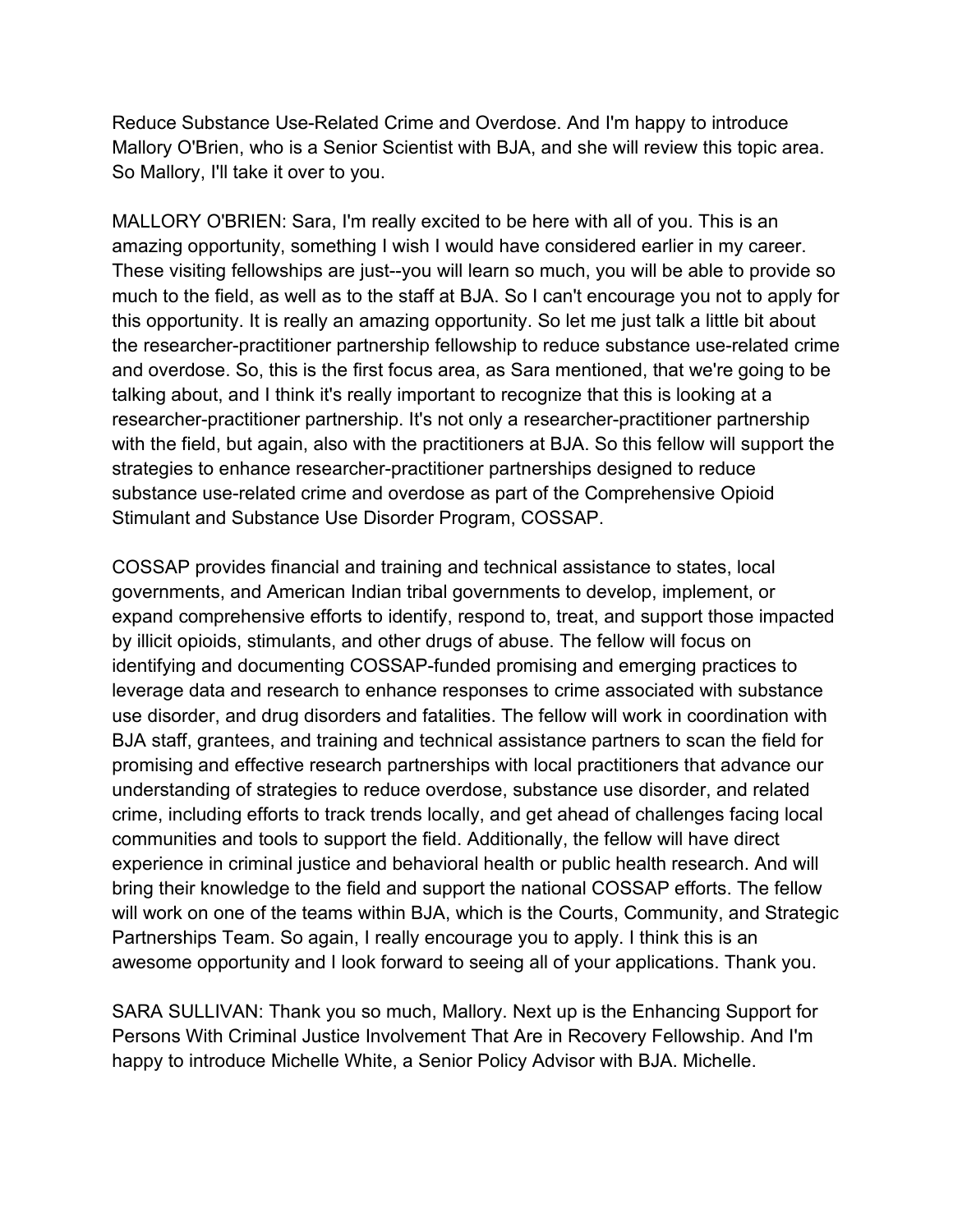Reduce Substance Use-Related Crime and Overdose. And I'm happy to introduce Mallory O'Brien, who is a Senior Scientist with BJA, and she will review this topic area. So Mallory, I'll take it over to you.

MALLORY O'BRIEN: Sara, I'm really excited to be here with all of you. This is an amazing opportunity, something I wish I would have considered earlier in my career. These visiting fellowships are just--you will learn so much, you will be able to provide so much to the field, as well as to the staff at BJA. So I can't encourage you not to apply for this opportunity. It is really an amazing opportunity. So let me just talk a little bit about the researcher-practitioner partnership fellowship to reduce substance use-related crime and overdose. So, this is the first focus area, as Sara mentioned, that we're going to be talking about, and I think it's really important to recognize that this is looking at a researcher-practitioner partnership. It's not only a researcher-practitioner partnership with the field, but again, also with the practitioners at BJA. So this fellow will support the strategies to enhance researcher-practitioner partnerships designed to reduce substance use-related crime and overdose as part of the Comprehensive Opioid Stimulant and Substance Use Disorder Program, COSSAP.

COSSAP provides financial and training and technical assistance to states, local governments, and American Indian tribal governments to develop, implement, or expand comprehensive efforts to identify, respond to, treat, and support those impacted by illicit opioids, stimulants, and other drugs of abuse. The fellow will focus on identifying and documenting COSSAP-funded promising and emerging practices to leverage data and research to enhance responses to crime associated with substance use disorder, and drug disorders and fatalities. The fellow will work in coordination with BJA staff, grantees, and training and technical assistance partners to scan the field for promising and effective research partnerships with local practitioners that advance our understanding of strategies to reduce overdose, substance use disorder, and related crime, including efforts to track trends locally, and get ahead of challenges facing local communities and tools to support the field. Additionally, the fellow will have direct experience in criminal justice and behavioral health or public health research. And will bring their knowledge to the field and support the national COSSAP efforts. The fellow will work on one of the teams within BJA, which is the Courts, Community, and Strategic Partnerships Team. So again, I really encourage you to apply. I think this is an awesome opportunity and I look forward to seeing all of your applications. Thank you.

SARA SULLIVAN: Thank you so much, Mallory. Next up is the Enhancing Support for Persons With Criminal Justice Involvement That Are in Recovery Fellowship. And I'm happy to introduce Michelle White, a Senior Policy Advisor with BJA. Michelle.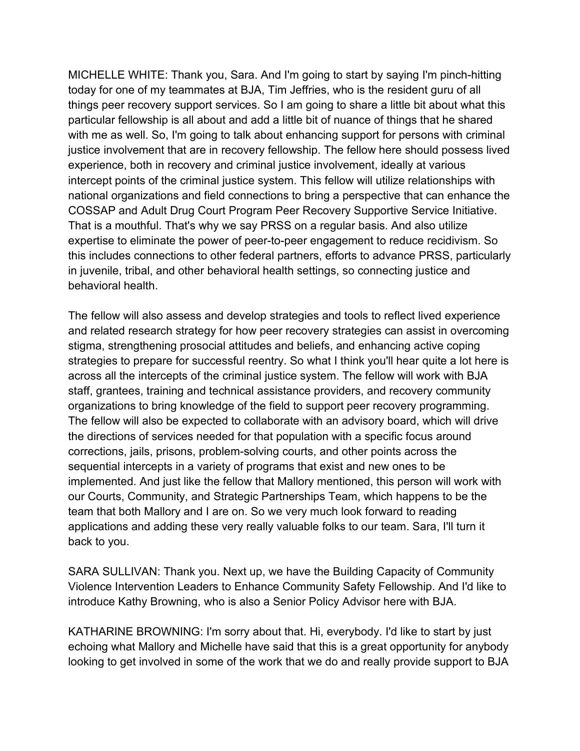MICHELLE WHITE: Thank you, Sara. And I'm going to start by saying I'm pinch-hitting today for one of my teammates at BJA, Tim Jeffries, who is the resident guru of all things peer recovery support services. So I am going to share a little bit about what this particular fellowship is all about and add a little bit of nuance of things that he shared with me as well. So, I'm going to talk about enhancing support for persons with criminal justice involvement that are in recovery fellowship. The fellow here should possess lived experience, both in recovery and criminal justice involvement, ideally at various intercept points of the criminal justice system. This fellow will utilize relationships with national organizations and field connections to bring a perspective that can enhance the COSSAP and Adult Drug Court Program Peer Recovery Supportive Service Initiative. That is a mouthful. That's why we say PRSS on a regular basis. And also utilize expertise to eliminate the power of peer-to-peer engagement to reduce recidivism. So this includes connections to other federal partners, efforts to advance PRSS, particularly in juvenile, tribal, and other behavioral health settings, so connecting justice and behavioral health.

The fellow will also assess and develop strategies and tools to reflect lived experience and related research strategy for how peer recovery strategies can assist in overcoming stigma, strengthening prosocial attitudes and beliefs, and enhancing active coping strategies to prepare for successful reentry. So what I think you'll hear quite a lot here is across all the intercepts of the criminal justice system. The fellow will work with BJA staff, grantees, training and technical assistance providers, and recovery community organizations to bring knowledge of the field to support peer recovery programming. The fellow will also be expected to collaborate with an advisory board, which will drive the directions of services needed for that population with a specific focus around corrections, jails, prisons, problem-solving courts, and other points across the sequential intercepts in a variety of programs that exist and new ones to be implemented. And just like the fellow that Mallory mentioned, this person will work with our Courts, Community, and Strategic Partnerships Team, which happens to be the team that both Mallory and I are on. So we very much look forward to reading applications and adding these very really valuable folks to our team. Sara, I'll turn it back to you.

SARA SULLIVAN: Thank you. Next up, we have the Building Capacity of Community Violence Intervention Leaders to Enhance Community Safety Fellowship. And I'd like to introduce Kathy Browning, who is also a Senior Policy Advisor here with BJA.

KATHARINE BROWNING: I'm sorry about that. Hi, everybody. I'd like to start by just echoing what Mallory and Michelle have said that this is a great opportunity for anybody looking to get involved in some of the work that we do and really provide support to BJA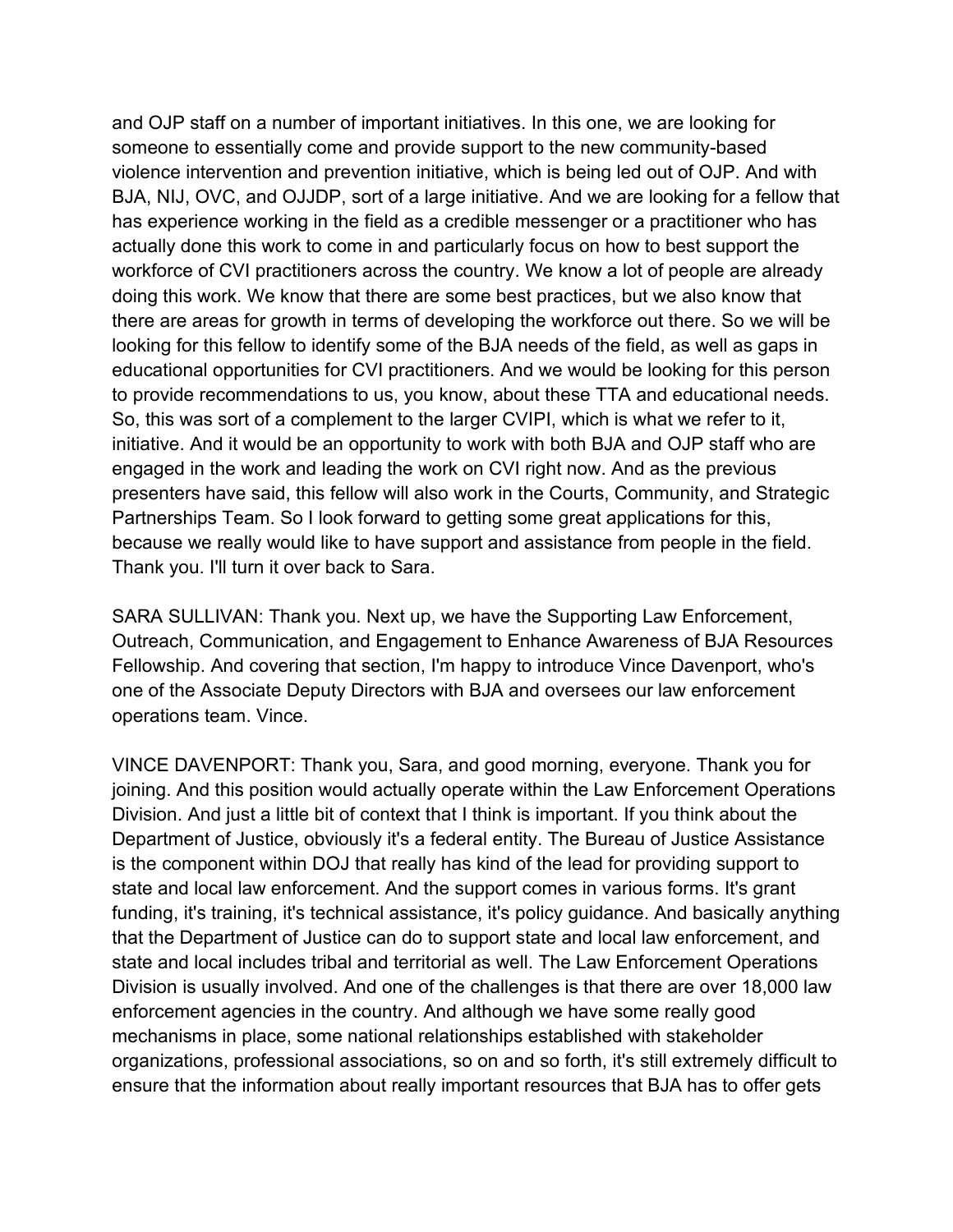and OJP staff on a number of important initiatives. In this one, we are looking for someone to essentially come and provide support to the new community-based violence intervention and prevention initiative, which is being led out of OJP. And with BJA, NIJ, OVC, and OJJDP, sort of a large initiative. And we are looking for a fellow that has experience working in the field as a credible messenger or a practitioner who has actually done this work to come in and particularly focus on how to best support the workforce of CVI practitioners across the country. We know a lot of people are already doing this work. We know that there are some best practices, but we also know that there are areas for growth in terms of developing the workforce out there. So we will be looking for this fellow to identify some of the BJA needs of the field, as well as gaps in educational opportunities for CVI practitioners. And we would be looking for this person to provide recommendations to us, you know, about these TTA and educational needs. So, this was sort of a complement to the larger CVIPI, which is what we refer to it, initiative. And it would be an opportunity to work with both BJA and OJP staff who are engaged in the work and leading the work on CVI right now. And as the previous presenters have said, this fellow will also work in the Courts, Community, and Strategic Partnerships Team. So I look forward to getting some great applications for this, because we really would like to have support and assistance from people in the field. Thank you. I'll turn it over back to Sara.

SARA SULLIVAN: Thank you. Next up, we have the Supporting Law Enforcement, Outreach, Communication, and Engagement to Enhance Awareness of BJA Resources Fellowship. And covering that section, I'm happy to introduce Vince Davenport, who's one of the Associate Deputy Directors with BJA and oversees our law enforcement operations team. Vince.

VINCE DAVENPORT: Thank you, Sara, and good morning, everyone. Thank you for joining. And this position would actually operate within the Law Enforcement Operations Division. And just a little bit of context that I think is important. If you think about the Department of Justice, obviously it's a federal entity. The Bureau of Justice Assistance is the component within DOJ that really has kind of the lead for providing support to state and local law enforcement. And the support comes in various forms. It's grant funding, it's training, it's technical assistance, it's policy guidance. And basically anything that the Department of Justice can do to support state and local law enforcement, and state and local includes tribal and territorial as well. The Law Enforcement Operations Division is usually involved. And one of the challenges is that there are over 18,000 law enforcement agencies in the country. And although we have some really good mechanisms in place, some national relationships established with stakeholder organizations, professional associations, so on and so forth, it's still extremely difficult to ensure that the information about really important resources that BJA has to offer gets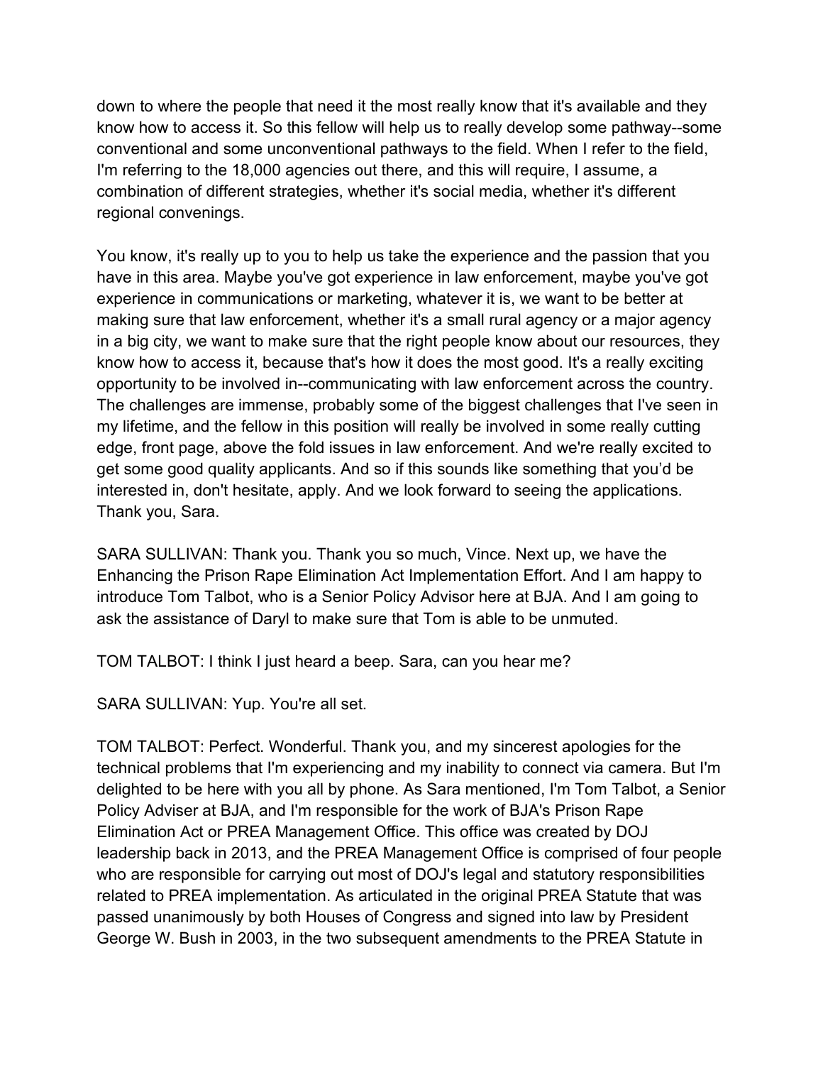down to where the people that need it the most really know that it's available and they know how to access it. So this fellow will help us to really develop some pathway--some conventional and some unconventional pathways to the field. When I refer to the field, I'm referring to the 18,000 agencies out there, and this will require, I assume, a combination of different strategies, whether it's social media, whether it's different regional convenings.

You know, it's really up to you to help us take the experience and the passion that you have in this area. Maybe you've got experience in law enforcement, maybe you've got experience in communications or marketing, whatever it is, we want to be better at making sure that law enforcement, whether it's a small rural agency or a major agency in a big city, we want to make sure that the right people know about our resources, they know how to access it, because that's how it does the most good. It's a really exciting opportunity to be involved in--communicating with law enforcement across the country. The challenges are immense, probably some of the biggest challenges that I've seen in my lifetime, and the fellow in this position will really be involved in some really cutting edge, front page, above the fold issues in law enforcement. And we're really excited to get some good quality applicants. And so if this sounds like something that you'd be interested in, don't hesitate, apply. And we look forward to seeing the applications. Thank you, Sara.

SARA SULLIVAN: Thank you. Thank you so much, Vince. Next up, we have the Enhancing the Prison Rape Elimination Act Implementation Effort. And I am happy to introduce Tom Talbot, who is a Senior Policy Advisor here at BJA. And I am going to ask the assistance of Daryl to make sure that Tom is able to be unmuted.

TOM TALBOT: I think I just heard a beep. Sara, can you hear me?

SARA SULLIVAN: Yup. You're all set.

TOM TALBOT: Perfect. Wonderful. Thank you, and my sincerest apologies for the technical problems that I'm experiencing and my inability to connect via camera. But I'm delighted to be here with you all by phone. As Sara mentioned, I'm Tom Talbot, a Senior Policy Adviser at BJA, and I'm responsible for the work of BJA's Prison Rape Elimination Act or PREA Management Office. This office was created by DOJ leadership back in 2013, and the PREA Management Office is comprised of four people who are responsible for carrying out most of DOJ's legal and statutory responsibilities related to PREA implementation. As articulated in the original PREA Statute that was passed unanimously by both Houses of Congress and signed into law by President George W. Bush in 2003, in the two subsequent amendments to the PREA Statute in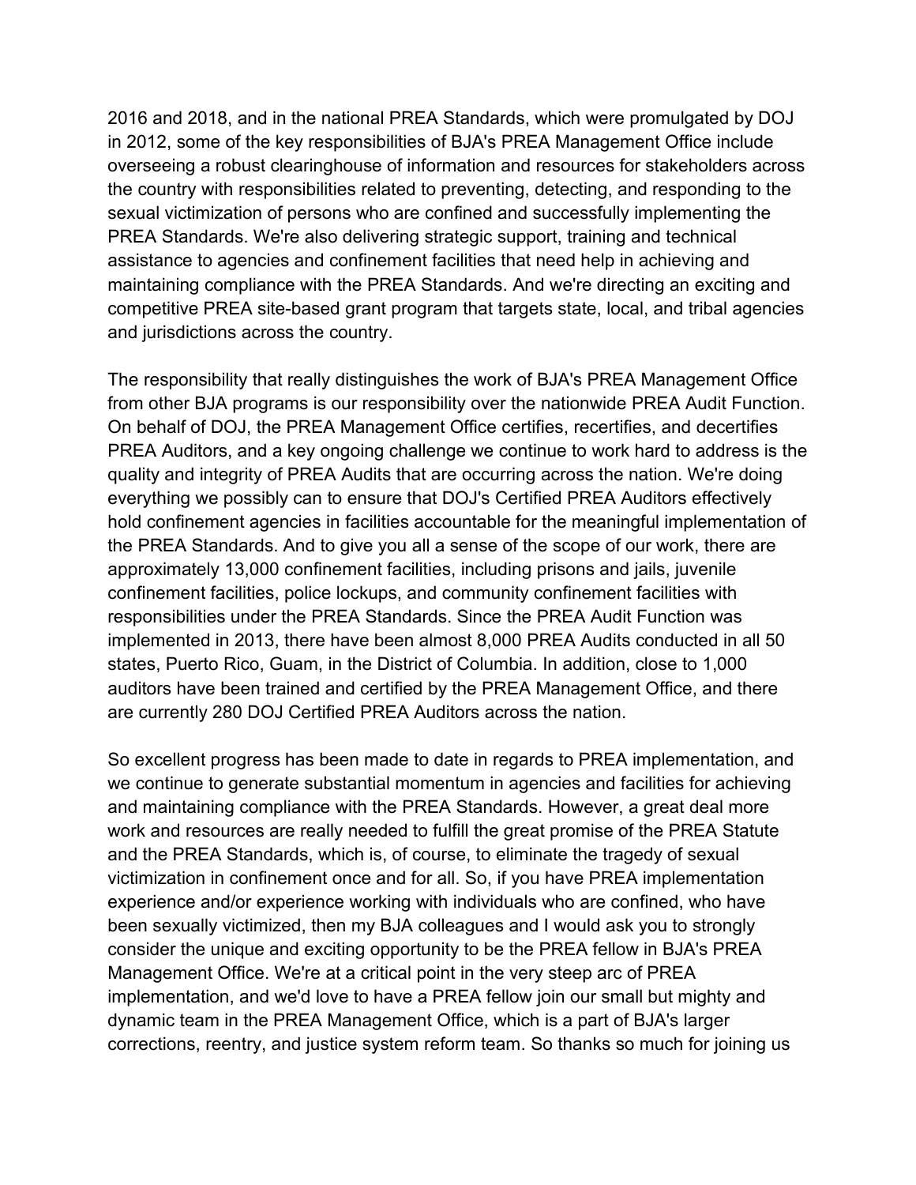2016 and 2018, and in the national PREA Standards, which were promulgated by DOJ in 2012, some of the key responsibilities of BJA's PREA Management Office include overseeing a robust clearinghouse of information and resources for stakeholders across the country with responsibilities related to preventing, detecting, and responding to the sexual victimization of persons who are confined and successfully implementing the PREA Standards. We're also delivering strategic support, training and technical assistance to agencies and confinement facilities that need help in achieving and maintaining compliance with the PREA Standards. And we're directing an exciting and competitive PREA site-based grant program that targets state, local, and tribal agencies and jurisdictions across the country.

The responsibility that really distinguishes the work of BJA's PREA Management Office from other BJA programs is our responsibility over the nationwide PREA Audit Function. On behalf of DOJ, the PREA Management Office certifies, recertifies, and decertifies PREA Auditors, and a key ongoing challenge we continue to work hard to address is the quality and integrity of PREA Audits that are occurring across the nation. We're doing everything we possibly can to ensure that DOJ's Certified PREA Auditors effectively hold confinement agencies in facilities accountable for the meaningful implementation of the PREA Standards. And to give you all a sense of the scope of our work, there are approximately 13,000 confinement facilities, including prisons and jails, juvenile confinement facilities, police lockups, and community confinement facilities with responsibilities under the PREA Standards. Since the PREA Audit Function was implemented in 2013, there have been almost 8,000 PREA Audits conducted in all 50 states, Puerto Rico, Guam, in the District of Columbia. In addition, close to 1,000 auditors have been trained and certified by the PREA Management Office, and there are currently 280 DOJ Certified PREA Auditors across the nation.

So excellent progress has been made to date in regards to PREA implementation, and we continue to generate substantial momentum in agencies and facilities for achieving and maintaining compliance with the PREA Standards. However, a great deal more work and resources are really needed to fulfill the great promise of the PREA Statute and the PREA Standards, which is, of course, to eliminate the tragedy of sexual victimization in confinement once and for all. So, if you have PREA implementation experience and/or experience working with individuals who are confined, who have been sexually victimized, then my BJA colleagues and I would ask you to strongly consider the unique and exciting opportunity to be the PREA fellow in BJA's PREA Management Office. We're at a critical point in the very steep arc of PREA implementation, and we'd love to have a PREA fellow join our small but mighty and dynamic team in the PREA Management Office, which is a part of BJA's larger corrections, reentry, and justice system reform team. So thanks so much for joining us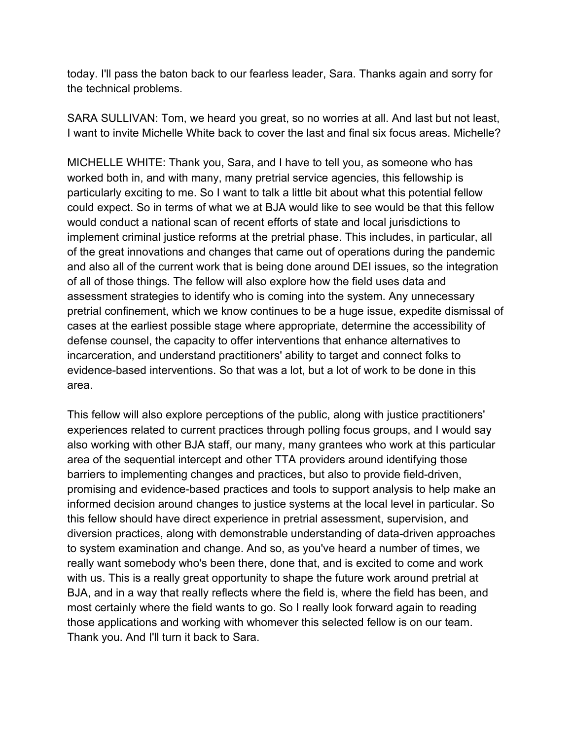today. I'll pass the baton back to our fearless leader, Sara. Thanks again and sorry for the technical problems.

SARA SULLIVAN: Tom, we heard you great, so no worries at all. And last but not least, I want to invite Michelle White back to cover the last and final six focus areas. Michelle?

MICHELLE WHITE: Thank you, Sara, and I have to tell you, as someone who has worked both in, and with many, many pretrial service agencies, this fellowship is particularly exciting to me. So I want to talk a little bit about what this potential fellow could expect. So in terms of what we at BJA would like to see would be that this fellow would conduct a national scan of recent efforts of state and local jurisdictions to implement criminal justice reforms at the pretrial phase. This includes, in particular, all of the great innovations and changes that came out of operations during the pandemic and also all of the current work that is being done around DEI issues, so the integration of all of those things. The fellow will also explore how the field uses data and assessment strategies to identify who is coming into the system. Any unnecessary pretrial confinement, which we know continues to be a huge issue, expedite dismissal of cases at the earliest possible stage where appropriate, determine the accessibility of defense counsel, the capacity to offer interventions that enhance alternatives to incarceration, and understand practitioners' ability to target and connect folks to evidence-based interventions. So that was a lot, but a lot of work to be done in this area.

This fellow will also explore perceptions of the public, along with justice practitioners' experiences related to current practices through polling focus groups, and I would say also working with other BJA staff, our many, many grantees who work at this particular area of the sequential intercept and other TTA providers around identifying those barriers to implementing changes and practices, but also to provide field-driven, promising and evidence-based practices and tools to support analysis to help make an informed decision around changes to justice systems at the local level in particular. So this fellow should have direct experience in pretrial assessment, supervision, and diversion practices, along with demonstrable understanding of data-driven approaches to system examination and change. And so, as you've heard a number of times, we really want somebody who's been there, done that, and is excited to come and work with us. This is a really great opportunity to shape the future work around pretrial at BJA, and in a way that really reflects where the field is, where the field has been, and most certainly where the field wants to go. So I really look forward again to reading those applications and working with whomever this selected fellow is on our team. Thank you. And I'll turn it back to Sara.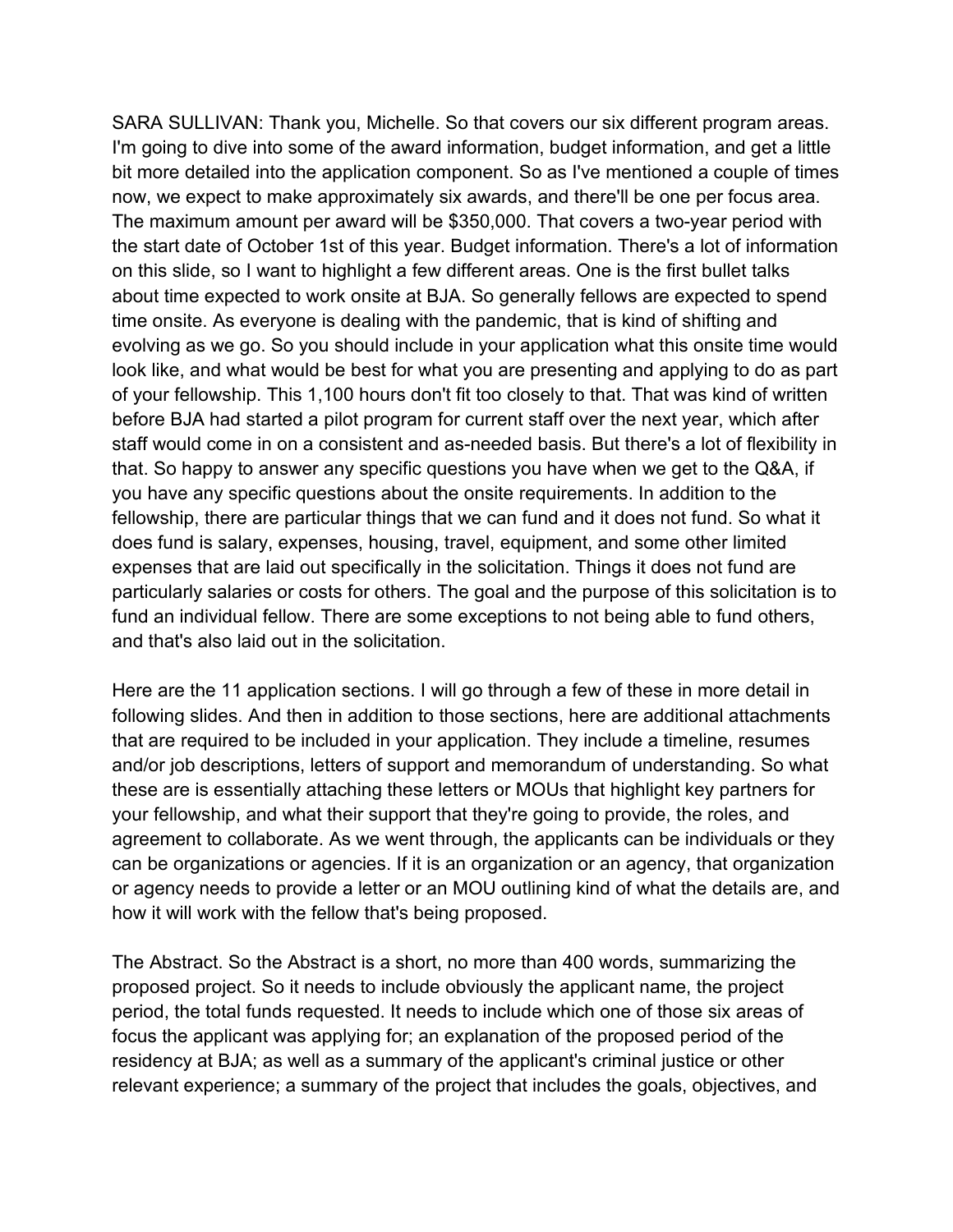SARA SULLIVAN: Thank you, Michelle. So that covers our six different program areas. I'm going to dive into some of the award information, budget information, and get a little bit more detailed into the application component. So as I've mentioned a couple of times now, we expect to make approximately six awards, and there'll be one per focus area. The maximum amount per award will be $350,000. That covers a two-year period with the start date of October 1st of this year. Budget information. There's a lot of information on this slide, so I want to highlight a few different areas. One is the first bullet talks about time expected to work onsite at BJA. So generally fellows are expected to spend time onsite. As everyone is dealing with the pandemic, that is kind of shifting and evolving as we go. So you should include in your application what this onsite time would look like, and what would be best for what you are presenting and applying to do as part of your fellowship. This 1,100 hours don't fit too closely to that. That was kind of written before BJA had started a pilot program for current staff over the next year, which after staff would come in on a consistent and as-needed basis. But there's a lot of flexibility in that. So happy to answer any specific questions you have when we get to the Q&A, if you have any specific questions about the onsite requirements. In addition to the fellowship, there are particular things that we can fund and it does not fund. So what it does fund is salary, expenses, housing, travel, equipment, and some other limited expenses that are laid out specifically in the solicitation. Things it does not fund are particularly salaries or costs for others. The goal and the purpose of this solicitation is to fund an individual fellow. There are some exceptions to not being able to fund others, and that's also laid out in the solicitation.

Here are the 11 application sections. I will go through a few of these in more detail in following slides. And then in addition to those sections, here are additional attachments that are required to be included in your application. They include a timeline, resumes and/or job descriptions, letters of support and memorandum of understanding. So what these are is essentially attaching these letters or MOUs that highlight key partners for your fellowship, and what their support that they're going to provide, the roles, and agreement to collaborate. As we went through, the applicants can be individuals or they can be organizations or agencies. If it is an organization or an agency, that organization or agency needs to provide a letter or an MOU outlining kind of what the details are, and how it will work with the fellow that's being proposed.

The Abstract. So the Abstract is a short, no more than 400 words, summarizing the proposed project. So it needs to include obviously the applicant name, the project period, the total funds requested. It needs to include which one of those six areas of focus the applicant was applying for; an explanation of the proposed period of the residency at BJA; as well as a summary of the applicant's criminal justice or other relevant experience; a summary of the project that includes the goals, objectives, and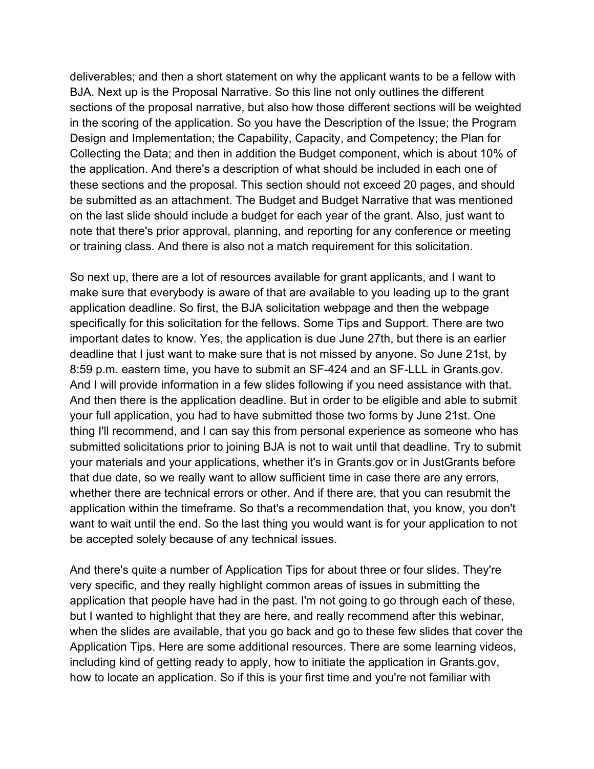deliverables; and then a short statement on why the applicant wants to be a fellow with BJA. Next up is the Proposal Narrative. So this line not only outlines the different sections of the proposal narrative, but also how those different sections will be weighted in the scoring of the application. So you have the Description of the Issue; the Program Design and Implementation; the Capability, Capacity, and Competency; the Plan for Collecting the Data; and then in addition the Budget component, which is about 10% of the application. And there's a description of what should be included in each one of these sections and the proposal. This section should not exceed 20 pages, and should be submitted as an attachment. The Budget and Budget Narrative that was mentioned on the last slide should include a budget for each year of the grant. Also, just want to note that there's prior approval, planning, and reporting for any conference or meeting or training class. And there is also not a match requirement for this solicitation.

So next up, there are a lot of resources available for grant applicants, and I want to make sure that everybody is aware of that are available to you leading up to the grant application deadline. So first, the BJA solicitation webpage and then the webpage specifically for this solicitation for the fellows. Some Tips and Support. There are two important dates to know. Yes, the application is due June 27th, but there is an earlier deadline that I just want to make sure that is not missed by anyone. So June 21st, by 8:59 p.m. eastern time, you have to submit an SF-424 and an SF-LLL in Grants.gov. And I will provide information in a few slides following if you need assistance with that. And then there is the application deadline. But in order to be eligible and able to submit your full application, you had to have submitted those two forms by June 21st. One thing I'll recommend, and I can say this from personal experience as someone who has submitted solicitations prior to joining BJA is not to wait until that deadline. Try to submit your materials and your applications, whether it's in Grants.gov or in JustGrants before that due date, so we really want to allow sufficient time in case there are any errors, whether there are technical errors or other. And if there are, that you can resubmit the application within the timeframe. So that's a recommendation that, you know, you don't want to wait until the end. So the last thing you would want is for your application to not be accepted solely because of any technical issues.

And there's quite a number of Application Tips for about three or four slides. They're very specific, and they really highlight common areas of issues in submitting the application that people have had in the past. I'm not going to go through each of these, but I wanted to highlight that they are here, and really recommend after this webinar, when the slides are available, that you go back and go to these few slides that cover the Application Tips. Here are some additional resources. There are some learning videos, including kind of getting ready to apply, how to initiate the application in Grants.gov, how to locate an application. So if this is your first time and you're not familiar with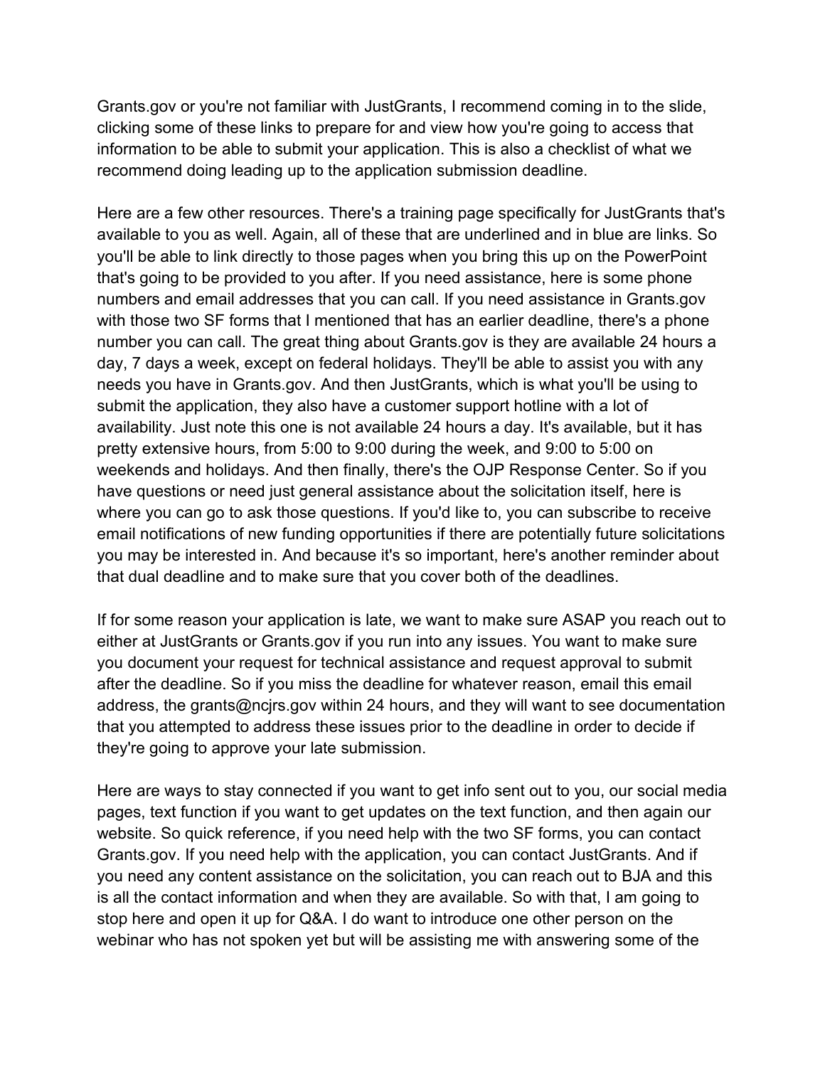Grants.gov or you're not familiar with JustGrants, I recommend coming in to the slide, clicking some of these links to prepare for and view how you're going to access that information to be able to submit your application. This is also a checklist of what we recommend doing leading up to the application submission deadline.

Here are a few other resources. There's a training page specifically for JustGrants that's available to you as well. Again, all of these that are underlined and in blue are links. So you'll be able to link directly to those pages when you bring this up on the PowerPoint that's going to be provided to you after. If you need assistance, here is some phone numbers and email addresses that you can call. If you need assistance in Grants.gov with those two SF forms that I mentioned that has an earlier deadline, there's a phone number you can call. The great thing about Grants.gov is they are available 24 hours a day, 7 days a week, except on federal holidays. They'll be able to assist you with any needs you have in Grants.gov. And then JustGrants, which is what you'll be using to submit the application, they also have a customer support hotline with a lot of availability. Just note this one is not available 24 hours a day. It's available, but it has pretty extensive hours, from 5:00 to 9:00 during the week, and 9:00 to 5:00 on weekends and holidays. And then finally, there's the OJP Response Center. So if you have questions or need just general assistance about the solicitation itself, here is where you can go to ask those questions. If you'd like to, you can subscribe to receive email notifications of new funding opportunities if there are potentially future solicitations you may be interested in. And because it's so important, here's another reminder about that dual deadline and to make sure that you cover both of the deadlines.

If for some reason your application is late, we want to make sure ASAP you reach out to either at JustGrants or Grants.gov if you run into any issues. You want to make sure you document your request for technical assistance and request approval to submit after the deadline. So if you miss the deadline for whatever reason, email this email address, the grants@ncjrs.gov within 24 hours, and they will want to see documentation that you attempted to address these issues prior to the deadline in order to decide if they're going to approve your late submission.

Here are ways to stay connected if you want to get info sent out to you, our social media pages, text function if you want to get updates on the text function, and then again our website. So quick reference, if you need help with the two SF forms, you can contact Grants.gov. If you need help with the application, you can contact JustGrants. And if you need any content assistance on the solicitation, you can reach out to BJA and this is all the contact information and when they are available. So with that, I am going to stop here and open it up for Q&A. I do want to introduce one other person on the webinar who has not spoken yet but will be assisting me with answering some of the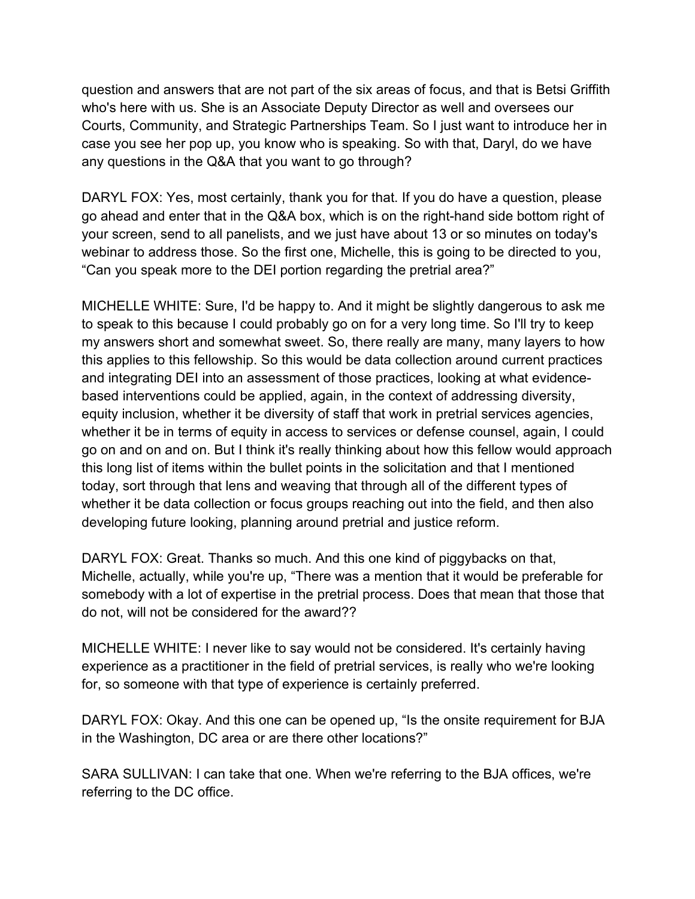question and answers that are not part of the six areas of focus, and that is Betsi Griffith who's here with us. She is an Associate Deputy Director as well and oversees our Courts, Community, and Strategic Partnerships Team. So I just want to introduce her in case you see her pop up, you know who is speaking. So with that, Daryl, do we have any questions in the Q&A that you want to go through?

DARYL FOX: Yes, most certainly, thank you for that. If you do have a question, please go ahead and enter that in the Q&A box, which is on the right-hand side bottom right of your screen, send to all panelists, and we just have about 13 or so minutes on today's webinar to address those. So the first one, Michelle, this is going to be directed to you, "Can you speak more to the DEI portion regarding the pretrial area?"

MICHELLE WHITE: Sure, I'd be happy to. And it might be slightly dangerous to ask me to speak to this because I could probably go on for a very long time. So I'll try to keep my answers short and somewhat sweet. So, there really are many, many layers to how this applies to this fellowship. So this would be data collection around current practices and integrating DEI into an assessment of those practices, looking at what evidence-based interventions could be applied, again, in the context of addressing diversity, equity inclusion, whether it be diversity of staff that work in pretrial services agencies, whether it be in terms of equity in access to services or defense counsel, again, I could go on and on and on. But I think it's really thinking about how this fellow would approach this long list of items within the bullet points in the solicitation and that I mentioned today, sort through that lens and weaving that through all of the different types of whether it be data collection or focus groups reaching out into the field, and then also developing future looking, planning around pretrial and justice reform.

DARYL FOX: Great. Thanks so much. And this one kind of piggybacks on that, Michelle, actually, while you're up, "There was a mention that it would be preferable for somebody with a lot of expertise in the pretrial process. Does that mean that those that do not, will not be considered for the award??

MICHELLE WHITE: I never like to say would not be considered. It's certainly having experience as a practitioner in the field of pretrial services, is really who we're looking for, so someone with that type of experience is certainly preferred.

DARYL FOX: Okay. And this one can be opened up, "Is the onsite requirement for BJA in the Washington, DC area or are there other locations?"

SARA SULLIVAN: I can take that one. When we're referring to the BJA offices, we're referring to the DC office.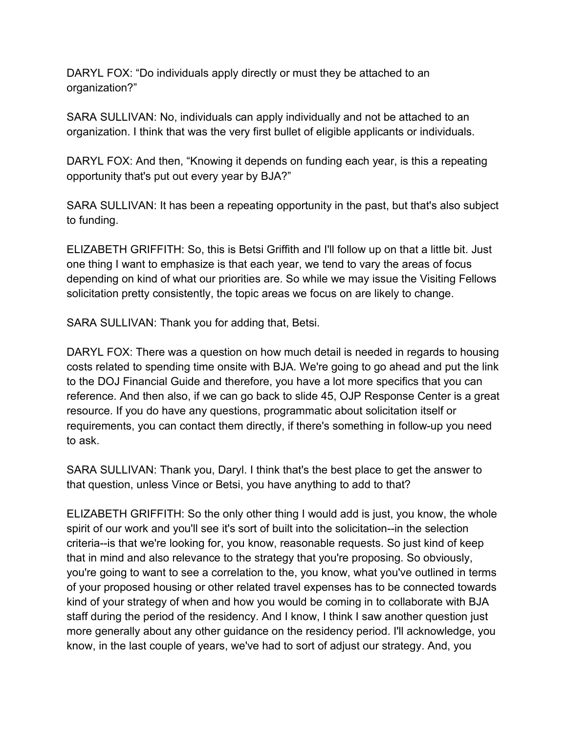DARYL FOX: “Do individuals apply directly or must they be attached to an organization?”

SARA SULLIVAN: No, individuals can apply individually and not be attached to an organization. I think that was the very first bullet of eligible applicants or individuals.

DARYL FOX: And then, “Knowing it depends on funding each year, is this a repeating opportunity that's put out every year by BJA?”

SARA SULLIVAN: It has been a repeating opportunity in the past, but that's also subject to funding.

ELIZABETH GRIFFITH: So, this is Betsi Griffith and I'll follow up on that a little bit. Just one thing I want to emphasize is that each year, we tend to vary the areas of focus depending on kind of what our priorities are. So while we may issue the Visiting Fellows solicitation pretty consistently, the topic areas we focus on are likely to change.

SARA SULLIVAN: Thank you for adding that, Betsi.

DARYL FOX: There was a question on how much detail is needed in regards to housing costs related to spending time onsite with BJA. We're going to go ahead and put the link to the DOJ Financial Guide and therefore, you have a lot more specifics that you can reference. And then also, if we can go back to slide 45, OJP Response Center is a great resource. If you do have any questions, programmatic about solicitation itself or requirements, you can contact them directly, if there's something in follow-up you need to ask.

SARA SULLIVAN: Thank you, Daryl. I think that's the best place to get the answer to that question, unless Vince or Betsi, you have anything to add to that?

ELIZABETH GRIFFITH: So the only other thing I would add is just, you know, the whole spirit of our work and you'll see it's sort of built into the solicitation--in the selection criteria--is that we're looking for, you know, reasonable requests. So just kind of keep that in mind and also relevance to the strategy that you're proposing. So obviously, you're going to want to see a correlation to the, you know, what you've outlined in terms of your proposed housing or other related travel expenses has to be connected towards kind of your strategy of when and how you would be coming in to collaborate with BJA staff during the period of the residency. And I know, I think I saw another question just more generally about any other guidance on the residency period. I'll acknowledge, you know, in the last couple of years, we've had to sort of adjust our strategy. And, you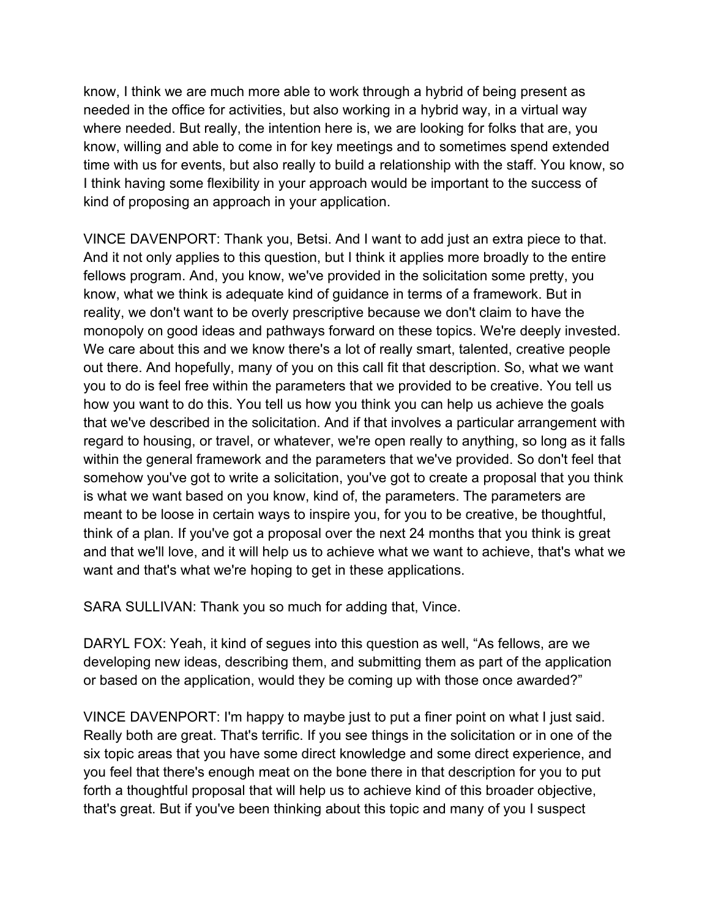know, I think we are much more able to work through a hybrid of being present as needed in the office for activities, but also working in a hybrid way, in a virtual way where needed. But really, the intention here is, we are looking for folks that are, you know, willing and able to come in for key meetings and to sometimes spend extended time with us for events, but also really to build a relationship with the staff. You know, so I think having some flexibility in your approach would be important to the success of kind of proposing an approach in your application.

VINCE DAVENPORT: Thank you, Betsi. And I want to add just an extra piece to that. And it not only applies to this question, but I think it applies more broadly to the entire fellows program. And, you know, we've provided in the solicitation some pretty, you know, what we think is adequate kind of guidance in terms of a framework. But in reality, we don't want to be overly prescriptive because we don't claim to have the monopoly on good ideas and pathways forward on these topics. We're deeply invested. We care about this and we know there's a lot of really smart, talented, creative people out there. And hopefully, many of you on this call fit that description. So, what we want you to do is feel free within the parameters that we provided to be creative. You tell us how you want to do this. You tell us how you think you can help us achieve the goals that we've described in the solicitation. And if that involves a particular arrangement with regard to housing, or travel, or whatever, we're open really to anything, so long as it falls within the general framework and the parameters that we've provided. So don't feel that somehow you've got to write a solicitation, you've got to create a proposal that you think is what we want based on you know, kind of, the parameters. The parameters are meant to be loose in certain ways to inspire you, for you to be creative, be thoughtful, think of a plan. If you've got a proposal over the next 24 months that you think is great and that we'll love, and it will help us to achieve what we want to achieve, that's what we want and that's what we're hoping to get in these applications.

SARA SULLIVAN: Thank you so much for adding that, Vince.

DARYL FOX: Yeah, it kind of segues into this question as well, "As fellows, are we developing new ideas, describing them, and submitting them as part of the application or based on the application, would they be coming up with those once awarded?"

VINCE DAVENPORT: I'm happy to maybe just to put a finer point on what I just said. Really both are great. That's terrific. If you see things in the solicitation or in one of the six topic areas that you have some direct knowledge and some direct experience, and you feel that there's enough meat on the bone there in that description for you to put forth a thoughtful proposal that will help us to achieve kind of this broader objective, that's great. But if you've been thinking about this topic and many of you I suspect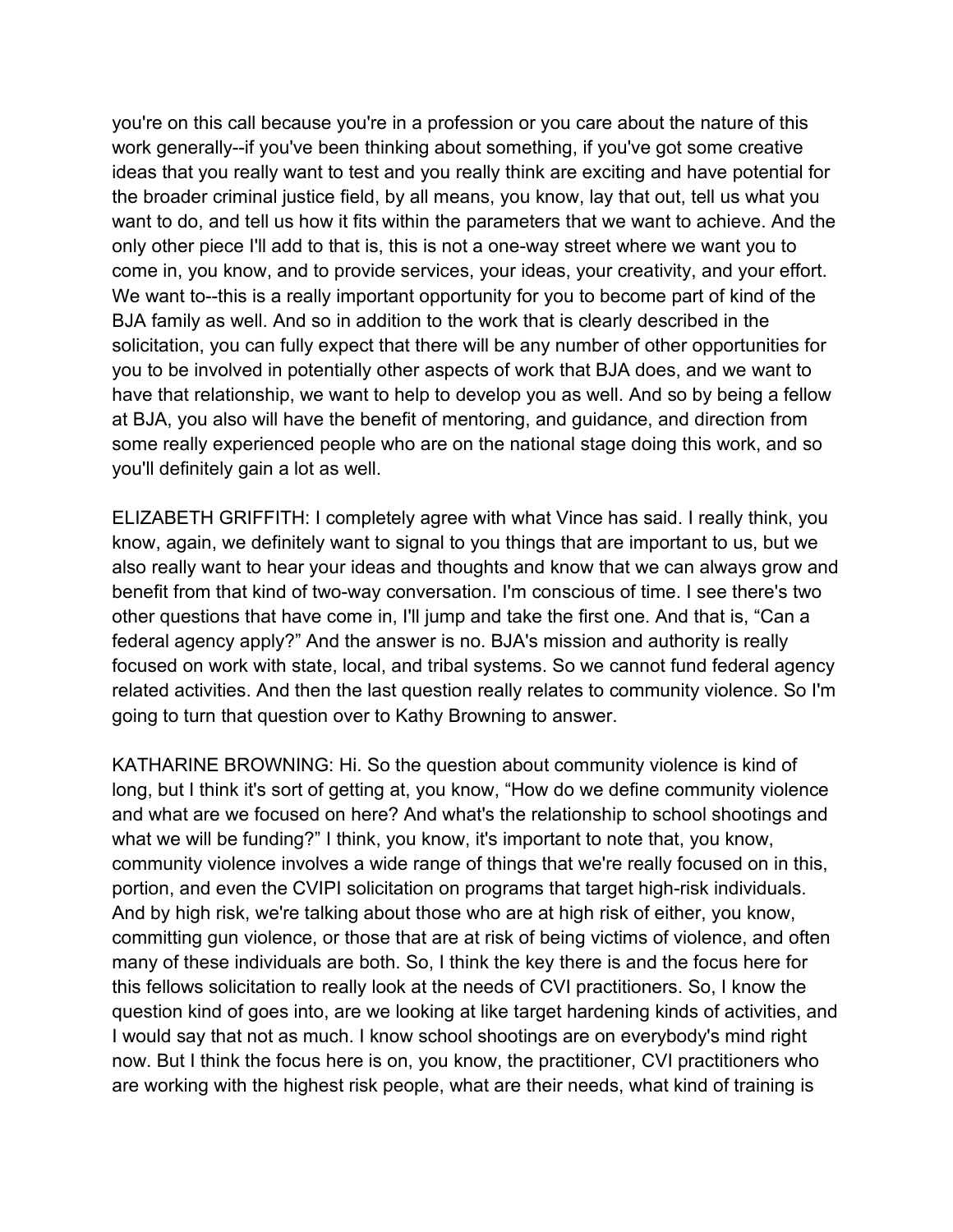you're on this call because you're in a profession or you care about the nature of this work generally--if you've been thinking about something, if you've got some creative ideas that you really want to test and you really think are exciting and have potential for the broader criminal justice field, by all means, you know, lay that out, tell us what you want to do, and tell us how it fits within the parameters that we want to achieve. And the only other piece I'll add to that is, this is not a one-way street where we want you to come in, you know, and to provide services, your ideas, your creativity, and your effort. We want to--this is a really important opportunity for you to become part of kind of the BJA family as well. And so in addition to the work that is clearly described in the solicitation, you can fully expect that there will be any number of other opportunities for you to be involved in potentially other aspects of work that BJA does, and we want to have that relationship, we want to help to develop you as well. And so by being a fellow at BJA, you also will have the benefit of mentoring, and guidance, and direction from some really experienced people who are on the national stage doing this work, and so you'll definitely gain a lot as well.

ELIZABETH GRIFFITH: I completely agree with what Vince has said. I really think, you know, again, we definitely want to signal to you things that are important to us, but we also really want to hear your ideas and thoughts and know that we can always grow and benefit from that kind of two-way conversation. I'm conscious of time. I see there's two other questions that have come in, I'll jump and take the first one. And that is, "Can a federal agency apply?" And the answer is no. BJA's mission and authority is really focused on work with state, local, and tribal systems. So we cannot fund federal agency related activities. And then the last question really relates to community violence. So I'm going to turn that question over to Kathy Browning to answer.

KATHARINE BROWNING: Hi. So the question about community violence is kind of long, but I think it's sort of getting at, you know, "How do we define community violence and what are we focused on here? And what's the relationship to school shootings and what we will be funding?" I think, you know, it's important to note that, you know, community violence involves a wide range of things that we're really focused on in this, portion, and even the CVIPI solicitation on programs that target high-risk individuals. And by high risk, we're talking about those who are at high risk of either, you know, committing gun violence, or those that are at risk of being victims of violence, and often many of these individuals are both. So, I think the key there is and the focus here for this fellows solicitation to really look at the needs of CVI practitioners. So, I know the question kind of goes into, are we looking at like target hardening kinds of activities, and I would say that not as much. I know school shootings are on everybody's mind right now. But I think the focus here is on, you know, the practitioner, CVI practitioners who are working with the highest risk people, what are their needs, what kind of training is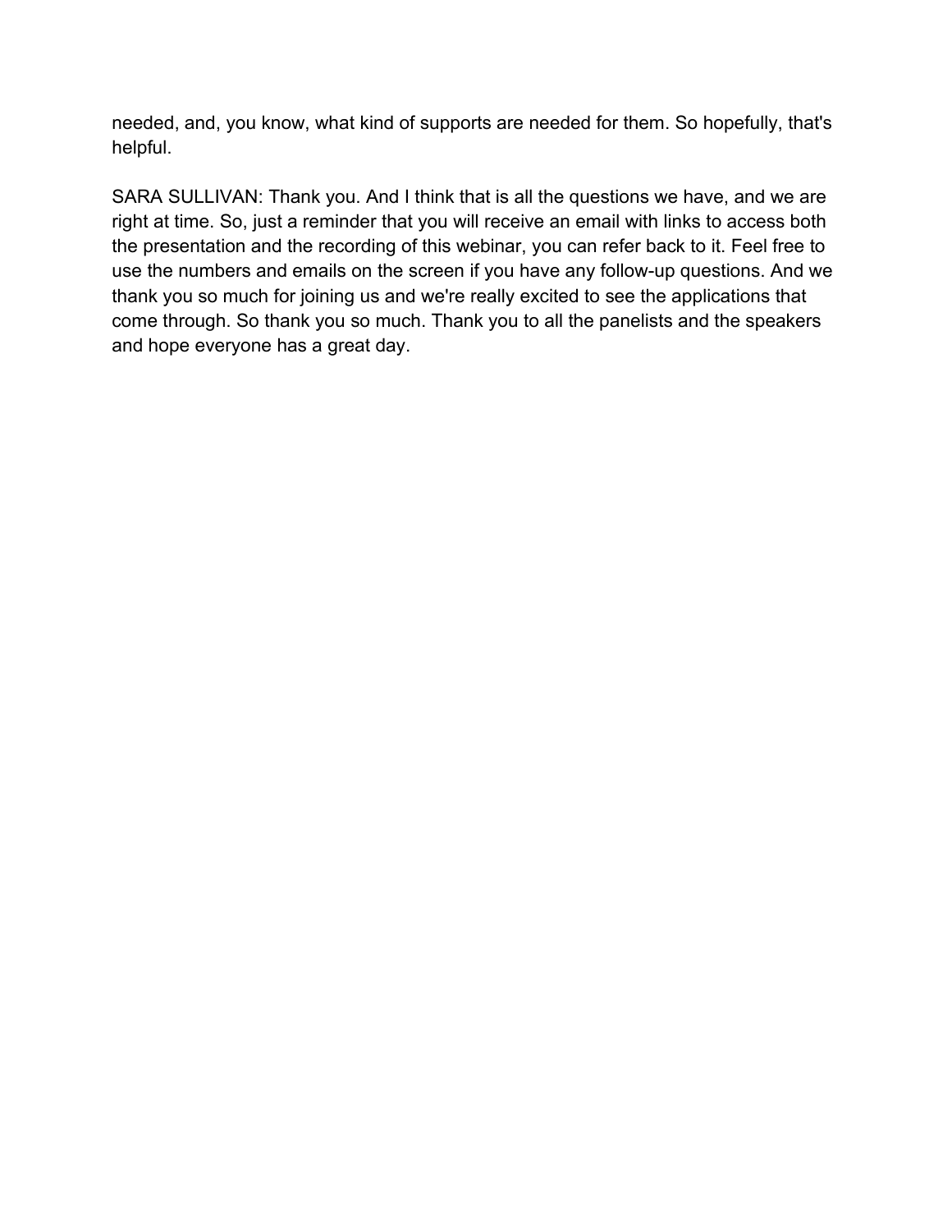needed, and, you know, what kind of supports are needed for them. So hopefully, that's helpful.

SARA SULLIVAN: Thank you. And I think that is all the questions we have, and we are right at time. So, just a reminder that you will receive an email with links to access both the presentation and the recording of this webinar, you can refer back to it. Feel free to use the numbers and emails on the screen if you have any follow-up questions. And we thank you so much for joining us and we're really excited to see the applications that come through. So thank you so much. Thank you to all the panelists and the speakers and hope everyone has a great day.